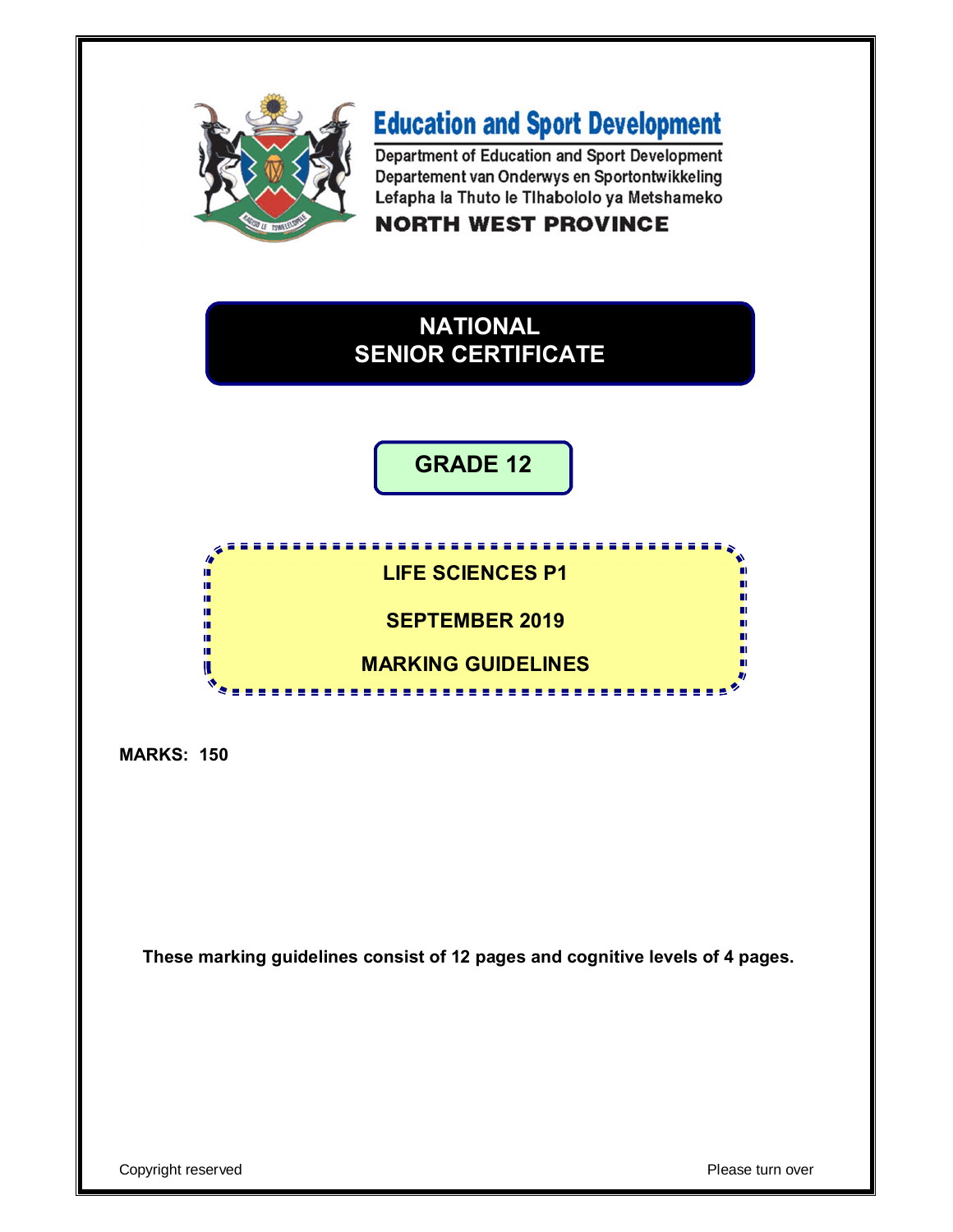**Education and Sport Development**

Department of Education and Sport Development
Departement van Onderwys en Sportontwikkeling
Lefapha la Thuto le Tlhabololo ya Metshameko

**NORTH WEST PROVINCE**

# NATIONAL SENIOR CERTIFICATE

## GRADE 12

## LIFE SCIENCES P1

## SEPTEMBER 2019

## MARKING GUIDELINES

**MARKS: 150**

**These marking guidelines consist of 12 pages and cognitive levels of 4 pages.**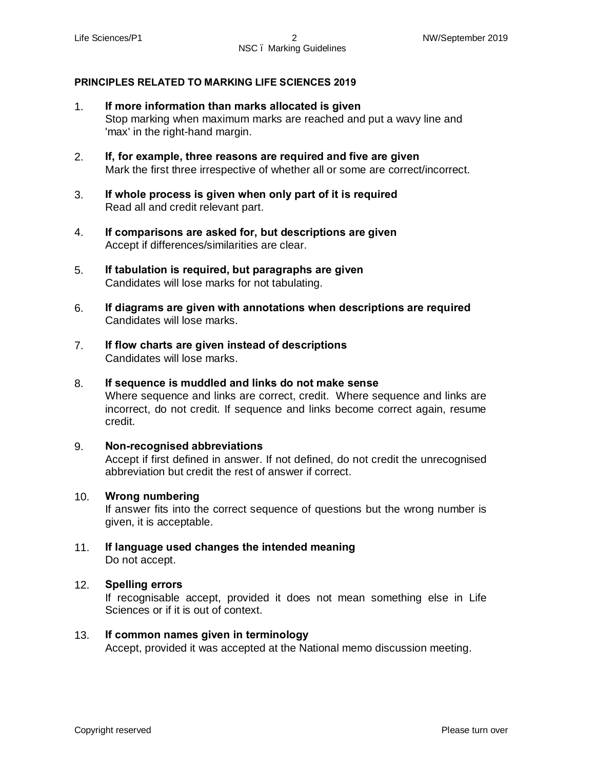## PRINCIPLES RELATED TO MARKING LIFE SCIENCES 2019

1. **If more information than marks allocated is given**
   Stop marking when maximum marks are reached and put a wavy line and 'max' in the right-hand margin.

2. **If, for example, three reasons are required and five are given**
   Mark the first three irrespective of whether all or some are correct/incorrect.

3. **If whole process is given when only part of it is required**
   Read all and credit relevant part.

4. **If comparisons are asked for, but descriptions are given**
   Accept if differences/similarities are clear.

5. **If tabulation is required, but paragraphs are given**
   Candidates will lose marks for not tabulating.

6. **If diagrams are given with annotations when descriptions are required**
   Candidates will lose marks.

7. **If flow charts are given instead of descriptions**
   Candidates will lose marks.

8. **If sequence is muddled and links do not make sense**
   Where sequence and links are correct, credit. Where sequence and links are incorrect, do not credit. If sequence and links become correct again, resume credit.

9. **Non-recognised abbreviations**
   Accept if first defined in answer. If not defined, do not credit the unrecognised abbreviation but credit the rest of answer if correct.

10. **Wrong numbering**
    If answer fits into the correct sequence of questions but the wrong number is given, it is acceptable.

11. **If language used changes the intended meaning**
    Do not accept.

12. **Spelling errors**
    If recognisable accept, provided it does not mean something else in Life Sciences or if it is out of context.

13. **If common names given in terminology**
    Accept, provided it was accepted at the National memo discussion meeting.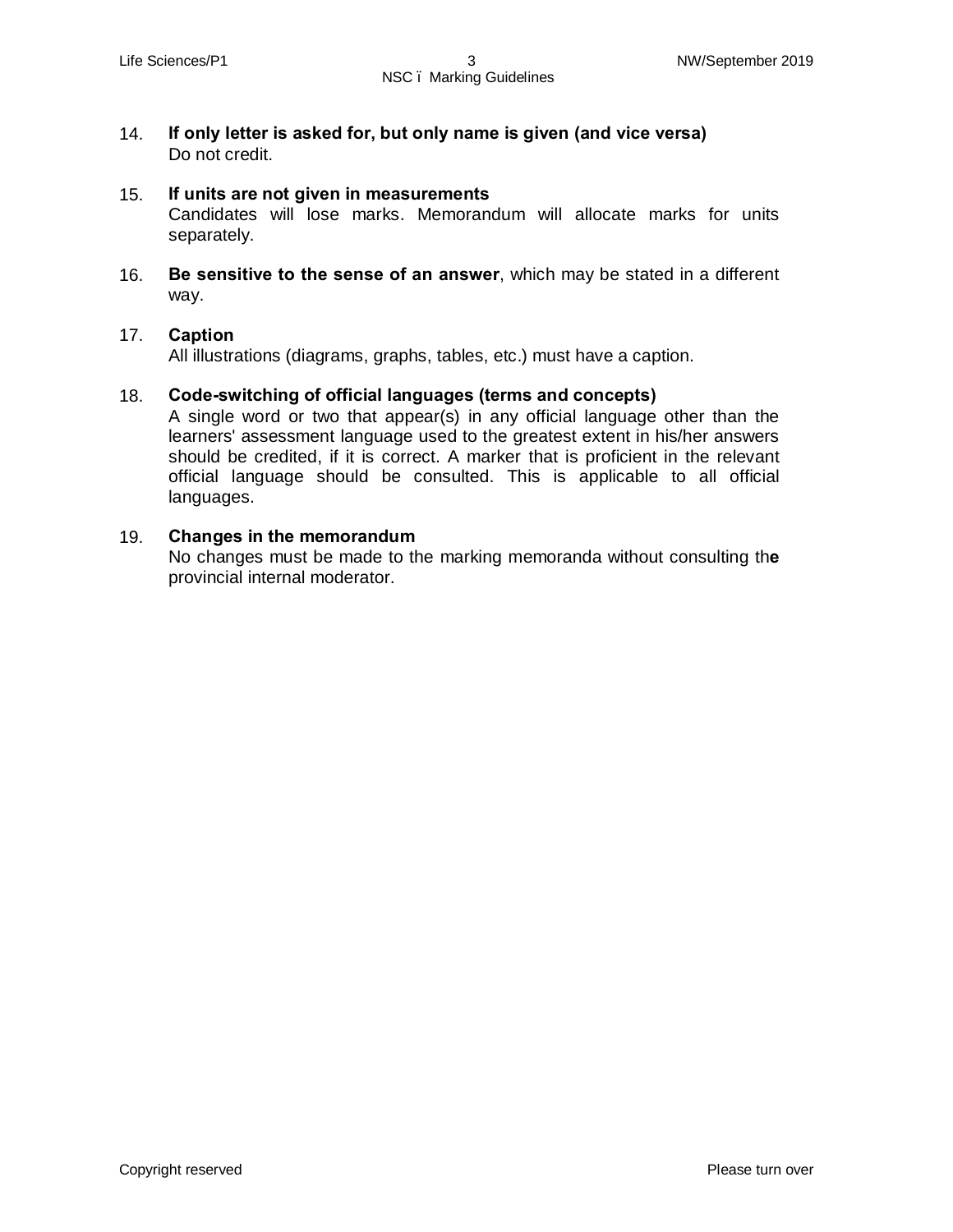14. **If only letter is asked for, but only name is given (and vice versa)**
    Do not credit.

15. **If units are not given in measurements**
    Candidates will lose marks. Memorandum will allocate marks for units separately.

16. **Be sensitive to the sense of an answer**, which may be stated in a different way.

17. **Caption**
    All illustrations (diagrams, graphs, tables, etc.) must have a caption.

18. **Code-switching of official languages (terms and concepts)**
    A single word or two that appear(s) in any official language other than the learners' assessment language used to the greatest extent in his/her answers should be credited, if it is correct. A marker that is proficient in the relevant official language should be consulted. This is applicable to all official languages.

19. **Changes in the memorandum**
    No changes must be made to the marking memoranda without consulting the provincial internal moderator.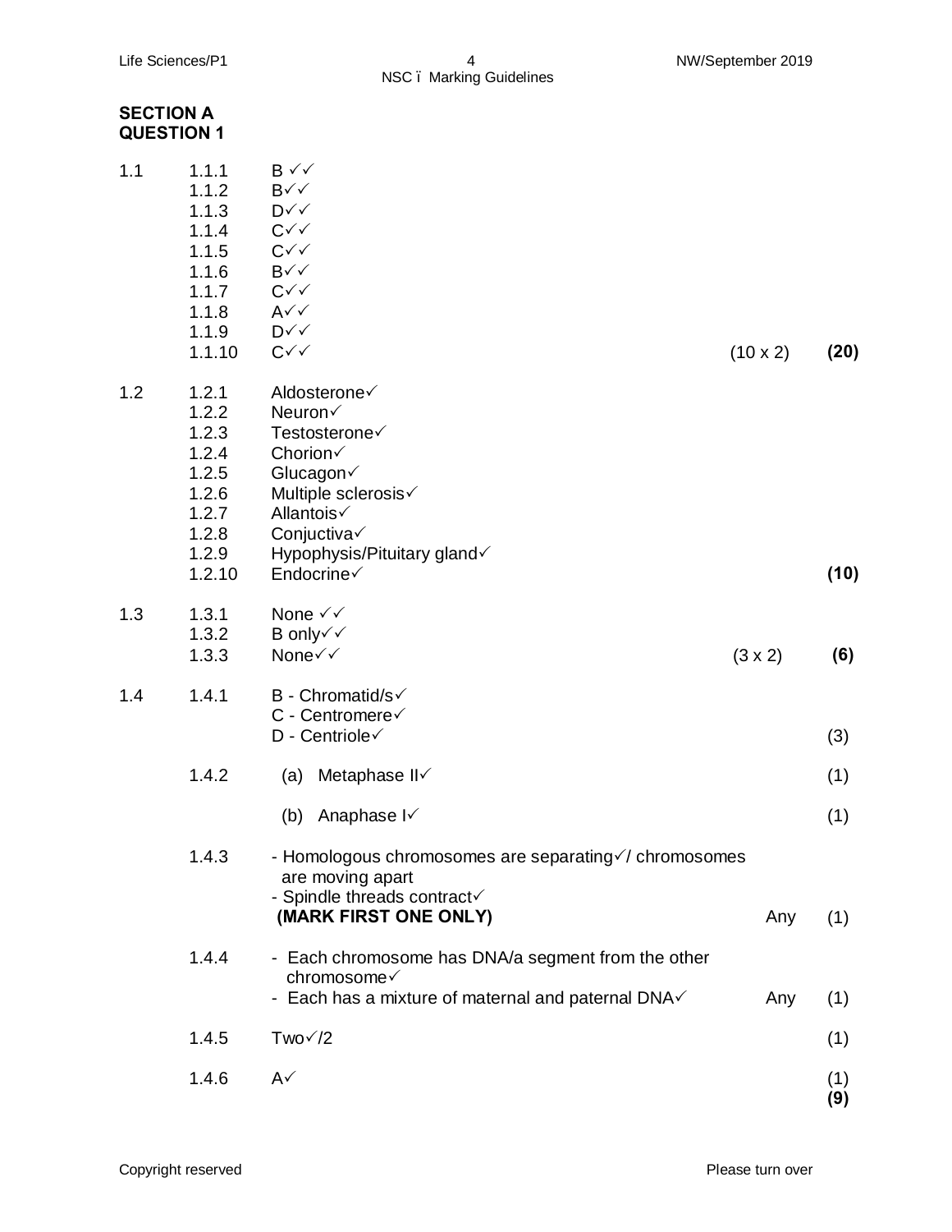## SECTION A

## QUESTION 1

| | | | | |
|---|---|---|---|---|
| 1.1 | 1.1.1 | B ✓✓ | | |
| | 1.1.2 | B✓✓ | | |
| | 1.1.3 | D✓✓ | | |
| | 1.1.4 | C✓✓ | | |
| | 1.1.5 | C✓✓ | | |
| | 1.1.6 | B✓✓ | | |
| | 1.1.7 | C✓✓ | | |
| | 1.1.8 | A✓✓ | | |
| | 1.1.9 | D✓✓ | | |
| | 1.1.10 | C✓✓ | (10 x 2) | **(20)** |
| 1.2 | 1.2.1 | Aldosterone✓ | | |
| | 1.2.2 | Neuron✓ | | |
| | 1.2.3 | Testosterone✓ | | |
| | 1.2.4 | Chorion✓ | | |
| | 1.2.5 | Glucagon✓ | | |
| | 1.2.6 | Multiple sclerosis✓ | | |
| | 1.2.7 | Allantois✓ | | |
| | 1.2.8 | Conjuctiva✓ | | |
| | 1.2.9 | Hypophysis/Pituitary gland✓ | | |
| | 1.2.10 | Endocrine✓ | | **(10)** |
| 1.3 | 1.3.1 | None ✓✓ | | |
| | 1.3.2 | B only✓✓ | | |
| | 1.3.3 | None✓✓ | (3 x 2) | **(6)** |
| 1.4 | 1.4.1 | B - Chromatid/s✓<br>C - Centromere✓<br>D - Centriole✓ | | (3) |
| | 1.4.2 | (a) Metaphase II✓ | | (1) |
| | | (b) Anaphase I✓ | | (1) |
| | 1.4.3 | - Homologous chromosomes are separating✓/ chromosomes are moving apart<br>- Spindle threads contract✓<br>**(MARK FIRST ONE ONLY)** | Any | (1) |
| | 1.4.4 | - Each chromosome has DNA/a segment from the other chromosome✓<br>- Each has a mixture of maternal and paternal DNA✓ | Any | (1) |
| | 1.4.5 | Two✓/2 | | (1) |
| | 1.4.6 | A✓ | | (1)<br>**(9)** |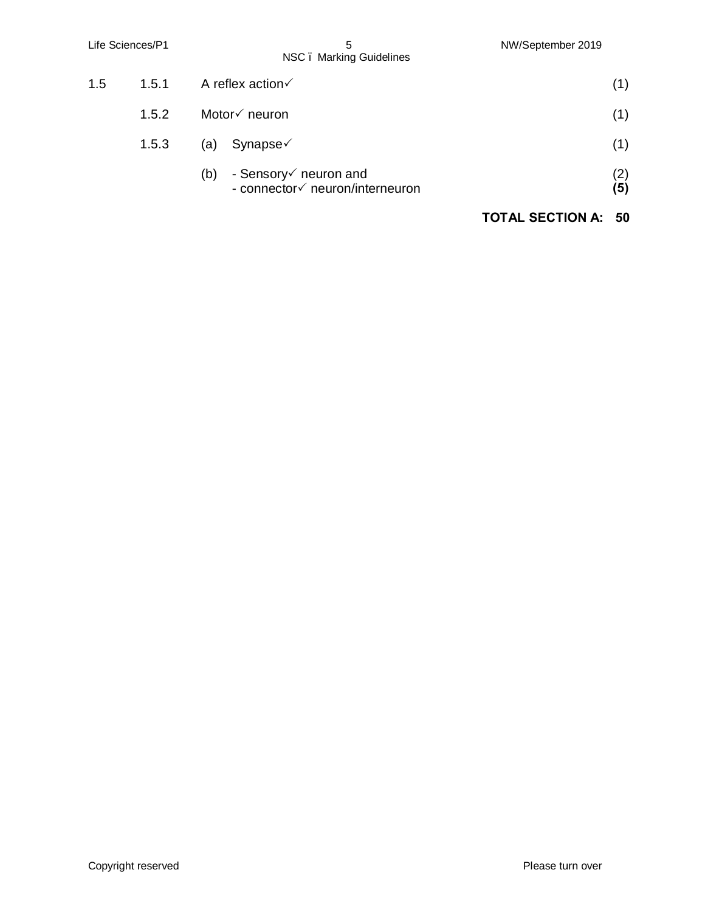| | | | | |
|---|---|---|---|---|
| 1.5 | 1.5.1 | | A reflex action✓ | (1) |
| | 1.5.2 | | Motor✓ neuron | (1) |
| | 1.5.3 | (a) | Synapse✓ | (1) |
| | | (b) | - Sensory✓ neuron and<br>- connector✓ neuron/interneuron | (2)<br>**(5)** |

**TOTAL SECTION A: 50**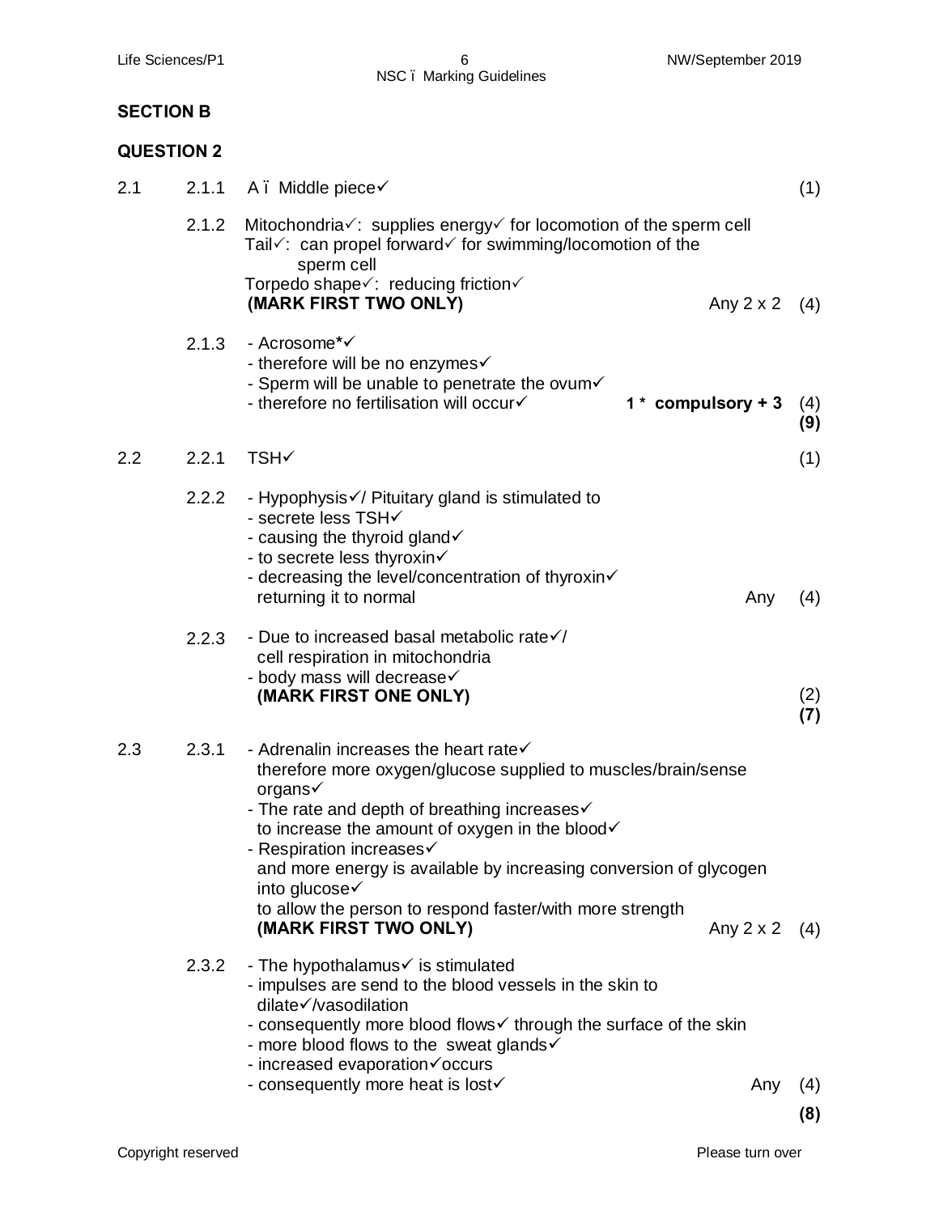## SECTION B

## QUESTION 2

2.1

2.1.1 A – Middle piece✓ (1)

2.1.2 Mitochondria✓: supplies energy✓ for locomotion of the sperm cell
Tail✓: can propel forward✓ for swimming/locomotion of the sperm cell
Torpedo shape✓: reducing friction✓
**(MARK FIRST TWO ONLY)** Any 2 x 2 (4)

2.1.3
- Acrosome*✓
- therefore will be no enzymes✓
- Sperm will be unable to penetrate the ovum✓
- therefore no fertilisation will occur✓ **1 * compulsory + 3** (4)

**(9)**

2.2

2.2.1 TSH✓ (1)

2.2.2
- Hypophysis✓/ Pituitary gland is stimulated to
- secrete less TSH✓
- causing the thyroid gland✓
- to secrete less thyroxin✓
- decreasing the level/concentration of thyroxin✓ returning it to normal Any (4)

2.2.3
- Due to increased basal metabolic rate✓/ cell respiration in mitochondria
- body mass will decrease✓

**(MARK FIRST ONE ONLY)** (2)

**(7)**

2.3

2.3.1
- Adrenalin increases the heart rate✓ therefore more oxygen/glucose supplied to muscles/brain/sense organs✓
- The rate and depth of breathing increases✓ to increase the amount of oxygen in the blood✓
- Respiration increases✓ and more energy is available by increasing conversion of glycogen into glucose✓ to allow the person to respond faster/with more strength

**(MARK FIRST TWO ONLY)** Any 2 x 2 (4)

2.3.2
- The hypothalamus✓ is stimulated
- impulses are send to the blood vessels in the skin to dilate✓/vasodilation
- consequently more blood flows✓ through the surface of the skin
- more blood flows to the sweat glands✓
- increased evaporation✓occurs
- consequently more heat is lost✓ Any (4)

**(8)**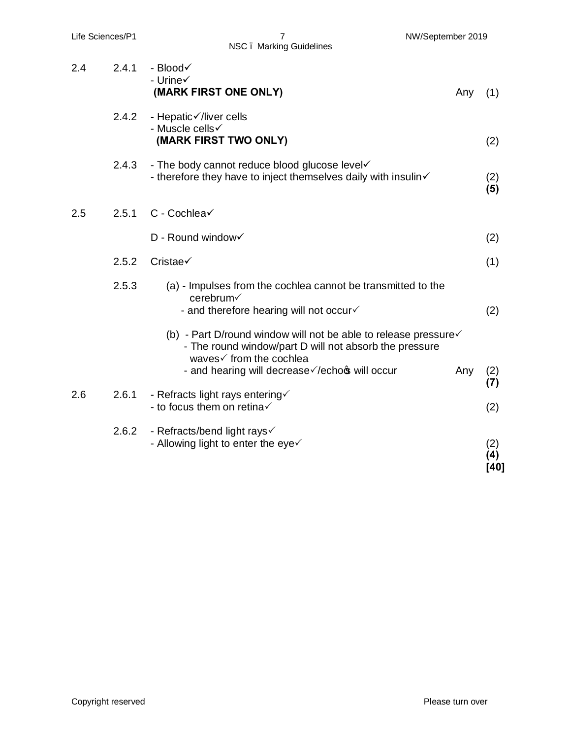| | | | | |
|---|---|---|---|---|
| 2.4 | 2.4.1 | - Blood✓<br>- Urine✓<br>**(MARK FIRST ONE ONLY)** | Any | (1) |
| | 2.4.2 | - Hepatic✓/liver cells<br>- Muscle cells✓<br>**(MARK FIRST TWO ONLY)** | | (2) |
| | 2.4.3 | - The body cannot reduce blood glucose level✓<br>- therefore they have to inject themselves daily with insulin✓ | | (2)<br>**(5)** |
| 2.5 | 2.5.1 | C - Cochlea✓<br><br>D - Round window✓ | | (2) |
| | 2.5.2 | Cristae✓ | | (1) |
| | 2.5.3 | (a) - Impulses from the cochlea cannot be transmitted to the cerebrum✓<br>- and therefore hearing will not occur✓ | | (2) |
| | | (b) - Part D/round window will not be able to release pressure✓<br>- The round window/part D will not absorb the pressure waves✓ from the cochlea<br>- and hearing will decrease✓/echo's will occur | Any | (2)<br>**(7)** |
| 2.6 | 2.6.1 | - Refracts light rays entering✓<br>- to focus them on retina✓ | | (2) |
| | 2.6.2 | - Refracts/bend light rays✓<br>- Allowing light to enter the eye✓ | | (2)<br>**(4)**<br>**[40]** |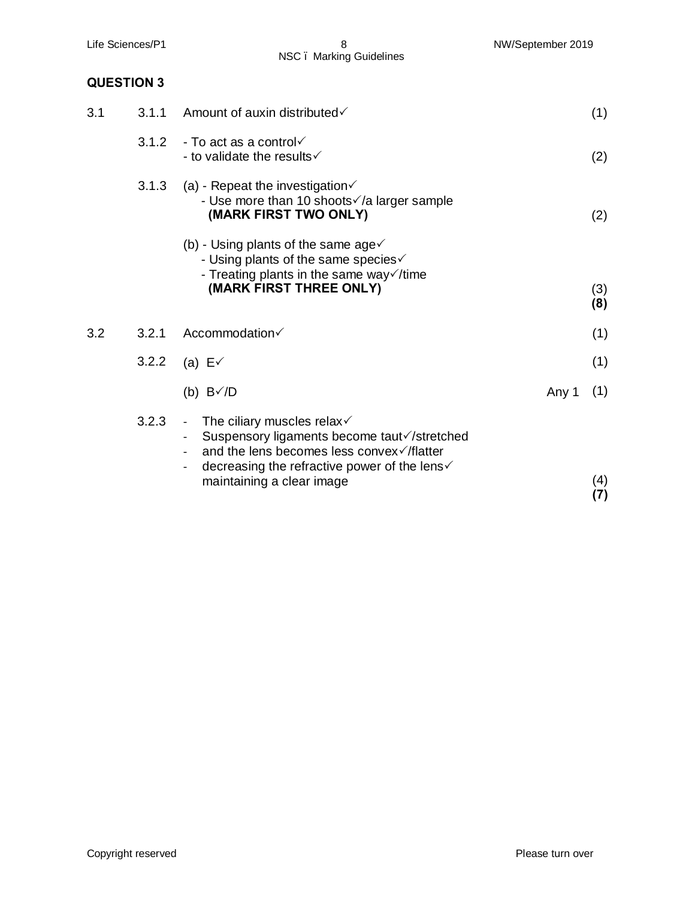## QUESTION 3

| | | | |
|---|---|---|---|
| 3.1 | 3.1.1 | Amount of auxin distributed✓ | (1) |
| | 3.1.2 | - To act as a control✓<br>- to validate the results✓ | (2) |
| | 3.1.3 | (a) - Repeat the investigation✓<br>- Use more than 10 shoots✓/a larger sample<br>**(MARK FIRST TWO ONLY)** | (2) |
| | | (b) - Using plants of the same age✓<br>- Using plants of the same species✓<br>- Treating plants in the same way✓/time<br>**(MARK FIRST THREE ONLY)** | (3)<br>**(8)** |
| 3.2 | 3.2.1 | Accommodation✓ | (1) |
| | 3.2.2 | (a) E✓ | (1) |
| | | (b) B✓/D — Any 1 | (1) |
| | 3.2.3 | - The ciliary muscles relax✓<br>- Suspensory ligaments become taut✓/stretched<br>- and the lens becomes less convex✓/flatter<br>- decreasing the refractive power of the lens✓ maintaining a clear image | (4)<br>**(7)** |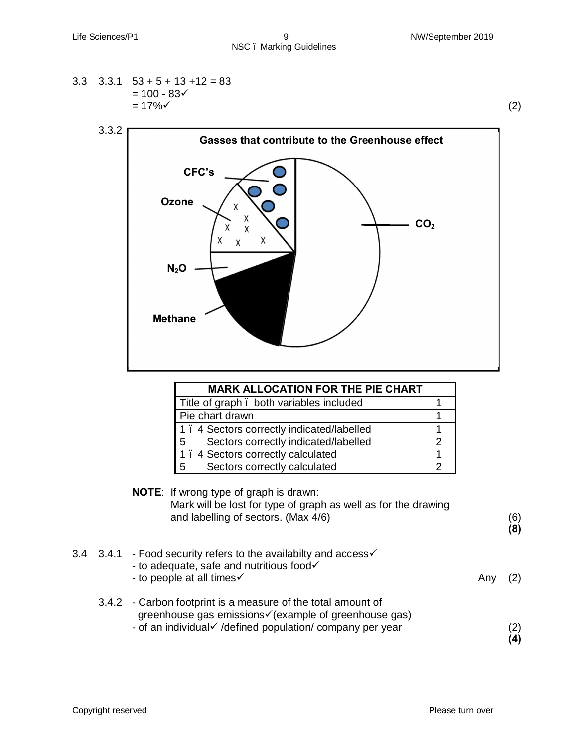3.3 3.3.1 53 + 5 + 13 +12 = 83
= 100 - 83✓
= 17%✓ (2)

3.3.2

**Gasses that contribute to the Greenhouse effect**

CFC's
Ozone
$CO_2$
$N_2O$
Methane

| MARK ALLOCATION FOR THE PIE CHART | |
|---|---|
| Title of graph – both variables included | 1 |
| Pie chart drawn | 1 |
| 1 – 4 Sectors correctly indicated/labelled | 1 |
| 5 Sectors correctly indicated/labelled | 2 |
| 1 – 4 Sectors correctly calculated | 1 |
| 5 Sectors correctly calculated | 2 |

**NOTE**: If wrong type of graph is drawn:
Mark will be lost for type of graph as well as for the drawing and labelling of sectors. (Max 4/6) (6)
**(8)**

3.4 3.4.1
- Food security refers to the availabilty and access✓
- to adequate, safe and nutritious food✓
- to people at all times✓ Any (2)

3.4.2
- Carbon footprint is a measure of the total amount of greenhouse gas emissions✓(example of greenhouse gas)
- of an individual✓ /defined population/ company per year (2)
**(4)**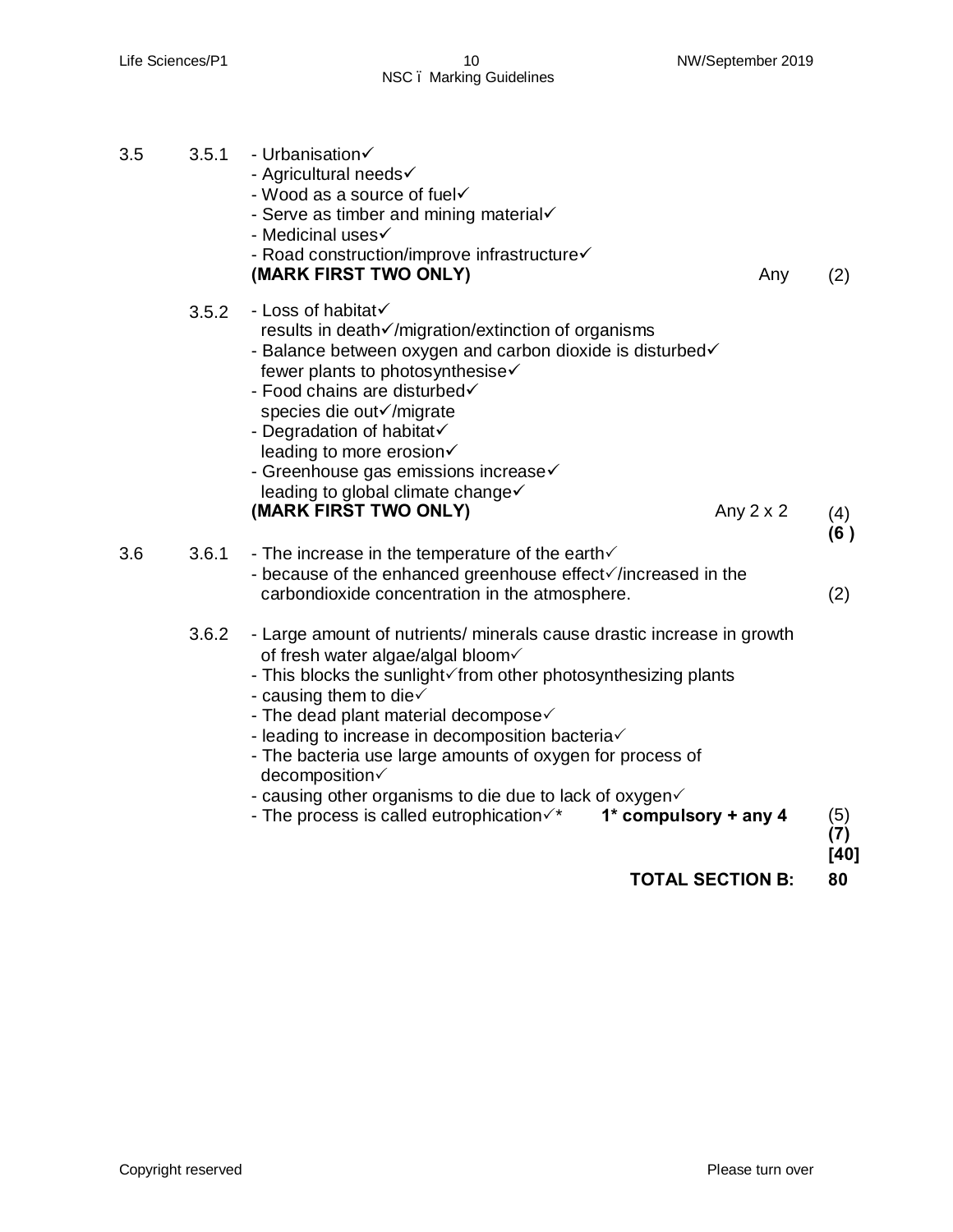| | | | |
|---|---|---|---|
| 3.5 | 3.5.1 | - Urbanisation✓<br>- Agricultural needs✓<br>- Wood as a source of fuel✓<br>- Serve as timber and mining material✓<br>- Medicinal uses✓<br>- Road construction/improve infrastructure✓<br>**(MARK FIRST TWO ONLY)** Any | (2) |
| | 3.5.2 | - Loss of habitat✓<br>results in death✓/migration/extinction of organisms<br>- Balance between oxygen and carbon dioxide is disturbed✓<br>fewer plants to photosynthesise✓<br>- Food chains are disturbed✓<br>species die out✓/migrate<br>- Degradation of habitat✓<br>leading to more erosion✓<br>- Greenhouse gas emissions increase✓<br>leading to global climate change✓<br>**(MARK FIRST TWO ONLY)** Any 2 x 2 | (4)<br>**(6 )** |
| 3.6 | 3.6.1 | - The increase in the temperature of the earth✓<br>- because of the enhanced greenhouse effect✓/increased in the carbondioxide concentration in the atmosphere. | (2) |
| | 3.6.2 | - Large amount of nutrients/ minerals cause drastic increase in growth of fresh water algae/algal bloom✓<br>- This blocks the sunlight✓from other photosynthesizing plants<br>- causing them to die✓<br>- The dead plant material decompose✓<br>- leading to increase in decomposition bacteria✓<br>- The bacteria use large amounts of oxygen for process of decomposition✓<br>- causing other organisms to die due to lack of oxygen✓<br>- The process is called eutrophication✓* **1* compulsory + any 4** | (5)<br>**(7)**<br>**[40]** |
| | | **TOTAL SECTION B:** | **80** |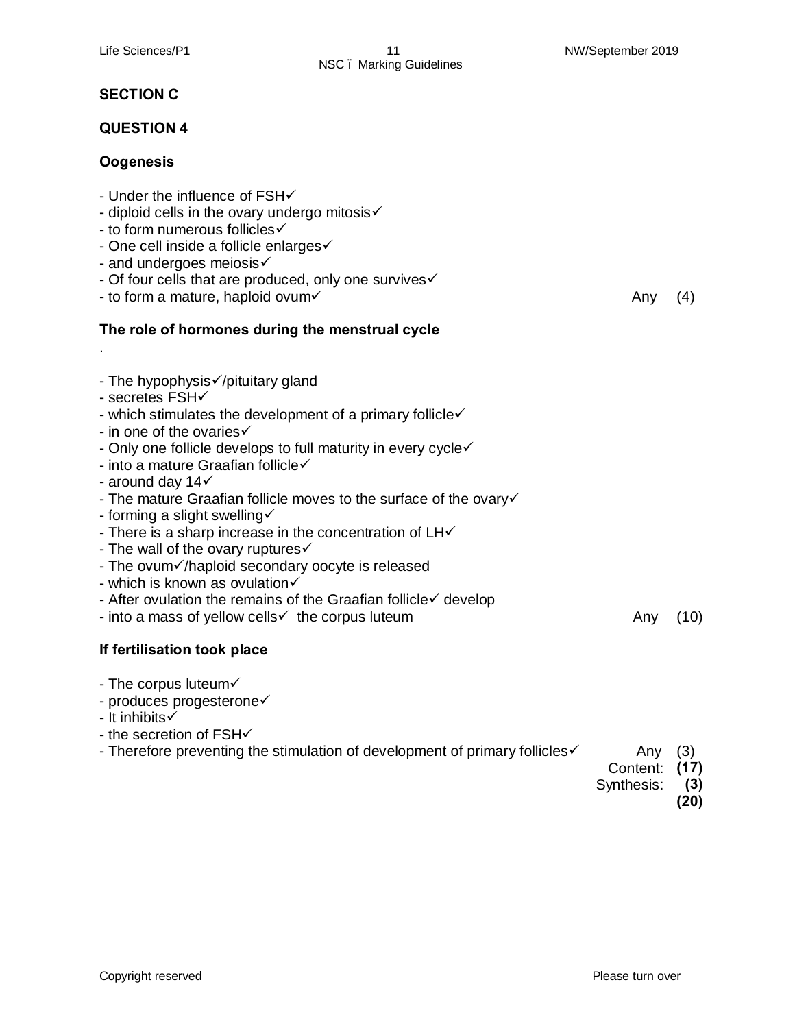## SECTION C

### QUESTION 4

**Oogenesis**

- Under the influence of FSH✓
- diploid cells in the ovary undergo mitosis✓
- to form numerous follicles✓
- One cell inside a follicle enlarges✓
- and undergoes meiosis✓
- Of four cells that are produced, only one survives✓
- to form a mature, haploid ovum✓ Any (4)

**The role of hormones during the menstrual cycle**

.

- The hypophysis✓/pituitary gland
- secretes FSH✓
- which stimulates the development of a primary follicle✓
- in one of the ovaries✓
- Only one follicle develops to full maturity in every cycle✓
- into a mature Graafian follicle✓
- around day 14✓
- The mature Graafian follicle moves to the surface of the ovary✓
- forming a slight swelling✓
- There is a sharp increase in the concentration of LH✓
- The wall of the ovary ruptures✓
- The ovum✓/haploid secondary oocyte is released
- which is known as ovulation✓
- After ovulation the remains of the Graafian follicle✓ develop
- into a mass of yellow cells✓ the corpus luteum Any (10)

**If fertilisation took place**

- The corpus luteum✓
- produces progesterone✓
- It inhibits✓
- the secretion of FSH✓
- Therefore preventing the stimulation of development of primary follicles✓ Any (3)

Content: **(17)**
Synthesis: **(3)**
**(20)**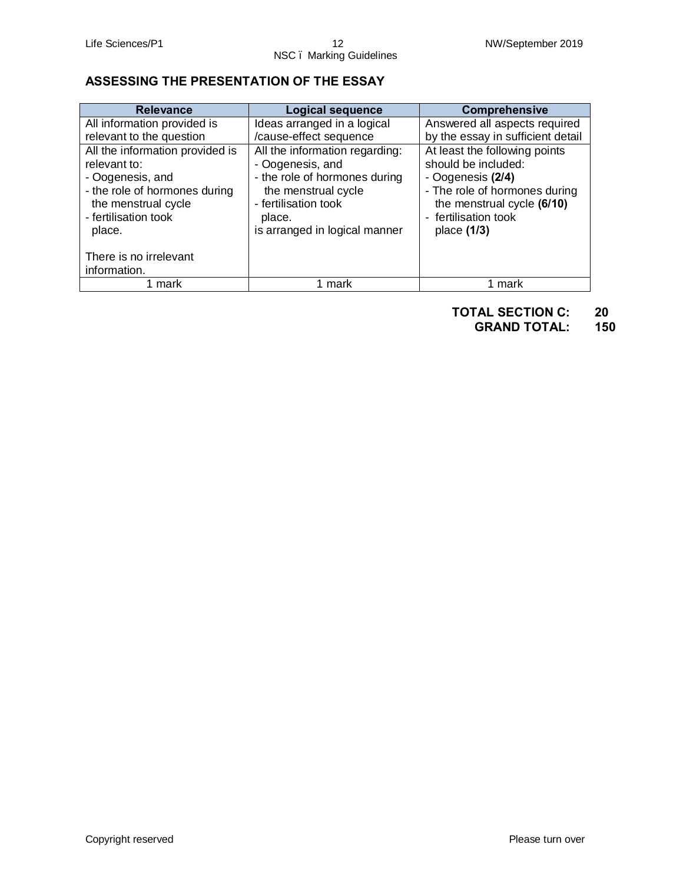## ASSESSING THE PRESENTATION OF THE ESSAY

| Relevance | Logical sequence | Comprehensive |
|---|---|---|
| All information provided is relevant to the question | Ideas arranged in a logical /cause-effect sequence | Answered all aspects required by the essay in sufficient detail |
| All the information provided is relevant to:<br>- Oogenesis, and<br>- the role of hormones during the menstrual cycle<br>- fertilisation took place.<br><br>There is no irrelevant information. | All the information regarding:<br>- Oogenesis, and<br>- the role of hormones during the menstrual cycle<br>- fertilisation took place.<br>is arranged in logical manner | At least the following points should be included:<br>- Oogenesis **(2/4)**<br>- The role of hormones during the menstrual cycle **(6/10)**<br>- fertilisation took place **(1/3)** |
| 1 mark | 1 mark | 1 mark |

**TOTAL SECTION C: 20**
**GRAND TOTAL: 150**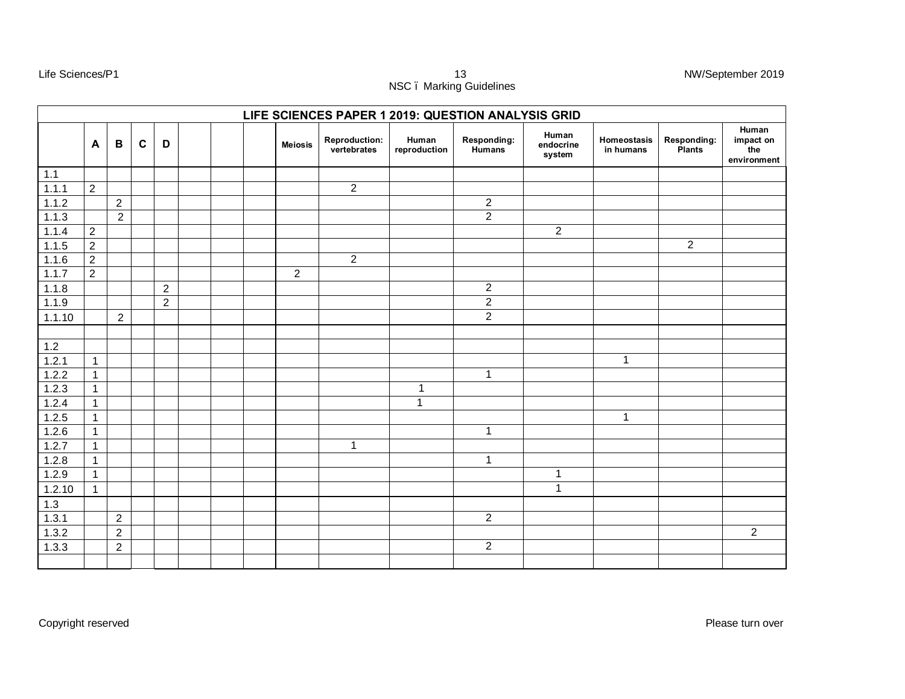| LIFE SCIENCES PAPER 1 2019: QUESTION ANALYSIS GRID | | | | | | | | | | | | | | | |
|---|---|---|---|---|---|---|---|---|---|---|---|---|---|---|---|
| | A | B | C | D | | | | Meiosis | Reproduction: vertebrates | Human reproduction | Responding: Humans | Human endocrine system | Homeostasis in humans | Responding: Plants | Human impact on the environment |
| 1.1 | | | | | | | | | | | | | | | |
| 1.1.1 | 2 | | | | | | | | 2 | | | | | | |
| 1.1.2 | | 2 | | | | | | | | | 2 | | | | |
| 1.1.3 | | 2 | | | | | | | | | 2 | | | | |
| 1.1.4 | 2 | | | | | | | | | | | 2 | | | |
| 1.1.5 | 2 | | | | | | | | | | | | | 2 | |
| 1.1.6 | 2 | | | | | | | | 2 | | | | | | |
| 1.1.7 | 2 | | | | | | | 2 | | | | | | | |
| 1.1.8 | | | | 2 | | | | | | | 2 | | | | |
| 1.1.9 | | | | 2 | | | | | | | 2 | | | | |
| 1.1.10 | | 2 | | | | | | | | | 2 | | | | |
| | | | | | | | | | | | | | | | |
| 1.2 | | | | | | | | | | | | | | | |
| 1.2.1 | 1 | | | | | | | | | | | | 1 | | |
| 1.2.2 | 1 | | | | | | | | | | 1 | | | | |
| 1.2.3 | 1 | | | | | | | | | 1 | | | | | |
| 1.2.4 | 1 | | | | | | | | | 1 | | | | | |
| 1.2.5 | 1 | | | | | | | | | | | | 1 | | |
| 1.2.6 | 1 | | | | | | | | | | 1 | | | | |
| 1.2.7 | 1 | | | | | | | | 1 | | | | | | |
| 1.2.8 | 1 | | | | | | | | | | 1 | | | | |
| 1.2.9 | 1 | | | | | | | | | | | 1 | | | |
| 1.2.10 | 1 | | | | | | | | | | | 1 | | | |
| 1.3 | | | | | | | | | | | | | | | |
| 1.3.1 | | 2 | | | | | | | | | 2 | | | | |
| 1.3.2 | | 2 | | | | | | | | | | | | | 2 |
| 1.3.3 | | 2 | | | | | | | | | 2 | | | | |
| | | | | | | | | | | | | | | | |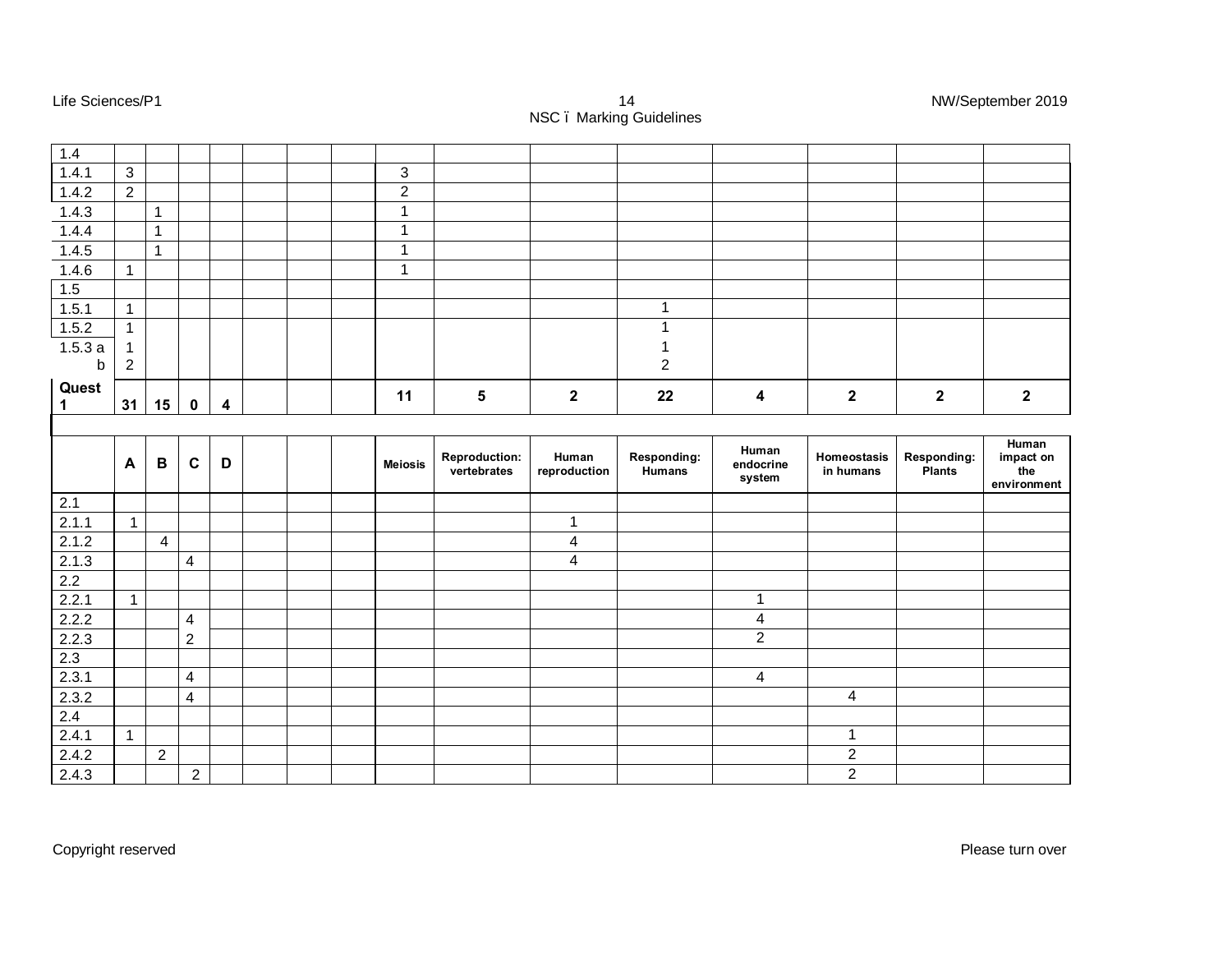| | | | | | | | | | | | | | | | |
|---|---|---|---|---|---|---|---|---|---|---|---|---|---|---|---|
| 1.4 | | | | | | | | | | | | | | | |
| 1.4.1 | 3 | | | | | | | 3 | | | | | | | |
| 1.4.2 | 2 | | | | | | | 2 | | | | | | | |
| 1.4.3 | | 1 | | | | | | 1 | | | | | | | |
| 1.4.4 | | 1 | | | | | | 1 | | | | | | | |
| 1.4.5 | | 1 | | | | | | 1 | | | | | | | |
| 1.4.6 | 1 | | | | | | | 1 | | | | | | | |
| 1.5 | | | | | | | | | | | | | | | |
| 1.5.1 | 1 | | | | | | | | | | 1 | | | | |
| 1.5.2 | 1 | | | | | | | | | | 1 | | | | |
| 1.5.3 a | 1 | | | | | | | | | | 1 | | | | |
| b | 2 | | | | | | | | | | 2 | | | | |
| **Quest 1** | **31** | **15** | **0** | **4** | | | | **11** | **5** | **2** | **22** | **4** | **2** | **2** | **2** |

| | A | B | C | D | | | | Meiosis | Reproduction: vertebrates | Human reproduction | Responding: Humans | Human endocrine system | Homeostasis in humans | Responding: Plants | Human impact on the environment |
|---|---|---|---|---|---|---|---|---|---|---|---|---|---|---|---|
| 2.1 | | | | | | | | | | | | | | | |
| 2.1.1 | 1 | | | | | | | | | 1 | | | | | |
| 2.1.2 | | 4 | | | | | | | | 4 | | | | | |
| 2.1.3 | | | 4 | | | | | | | 4 | | | | | |
| 2.2 | | | | | | | | | | | | | | | |
| 2.2.1 | 1 | | | | | | | | | | | 1 | | | |
| 2.2.2 | | | 4 | | | | | | | | | 4 | | | |
| 2.2.3 | | | 2 | | | | | | | | | 2 | | | |
| 2.3 | | | | | | | | | | | | | | | |
| 2.3.1 | | | 4 | | | | | | | | | 4 | | | |
| 2.3.2 | | | 4 | | | | | | | | | | 4 | | |
| 2.4 | | | | | | | | | | | | | | | |
| 2.4.1 | 1 | | | | | | | | | | | | 1 | | |
| 2.4.2 | | 2 | | | | | | | | | | | 2 | | |
| 2.4.3 | | | 2 | | | | | | | | | | 2 | | |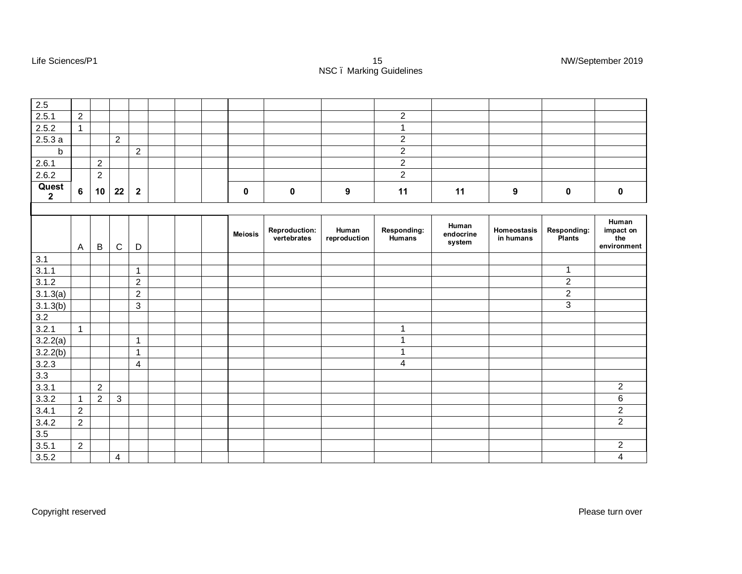| 2.5 | | | | | | | | | | | | | | | |
|---|---|---|---|---|---|---|---|---|---|---|---|---|---|---|---|
| 2.5.1 | 2 | | | | | | | | | | 2 | | | | |
| 2.5.2 | 1 | | | | | | | | | | 1 | | | | |
| 2.5.3 a | | | 2 | | | | | | | | 2 | | | | |
| b | | | | 2 | | | | | | | 2 | | | | |
| 2.6.1 | | 2 | | | | | | | | | 2 | | | | |
| 2.6.2 | | 2 | | | | | | | | | 2 | | | | |
| **Quest 2** | **6** | **10** | **22** | **2** | | | | **0** | **0** | **9** | **11** | **11** | **9** | **0** | **0** |

| | A | B | C | D | | | | **Meiosis** | **Reproduction: vertebrates** | **Human reproduction** | **Responding: Humans** | **Human endocrine system** | **Homeostasis in humans** | **Responding: Plants** | **Human impact on the environment** |
|---|---|---|---|---|---|---|---|---|---|---|---|---|---|---|---|
| 3.1 | | | | | | | | | | | | | | | |
| 3.1.1 | | | | 1 | | | | | | | | | | 1 | |
| 3.1.2 | | | | 2 | | | | | | | | | | 2 | |
| 3.1.3(a) | | | | 2 | | | | | | | | | | 2 | |
| 3.1.3(b) | | | | 3 | | | | | | | | | | 3 | |
| 3.2 | | | | | | | | | | | | | | | |
| 3.2.1 | 1 | | | | | | | | | | 1 | | | | |
| 3.2.2(a) | | | | 1 | | | | | | | 1 | | | | |
| 3.2.2(b) | | | | 1 | | | | | | | 1 | | | | |
| 3.2.3 | | | | 4 | | | | | | | 4 | | | | |
| 3.3 | | | | | | | | | | | | | | | |
| 3.3.1 | | 2 | | | | | | | | | | | | | 2 |
| 3.3.2 | 1 | 2 | 3 | | | | | | | | | | | | 6 |
| 3.4.1 | 2 | | | | | | | | | | | | | | 2 |
| 3.4.2 | 2 | | | | | | | | | | | | | | 2 |
| 3.5 | | | | | | | | | | | | | | | |
| 3.5.1 | 2 | | | | | | | | | | | | | | 2 |
| 3.5.2 | | | 4 | | | | | | | | | | | | 4 |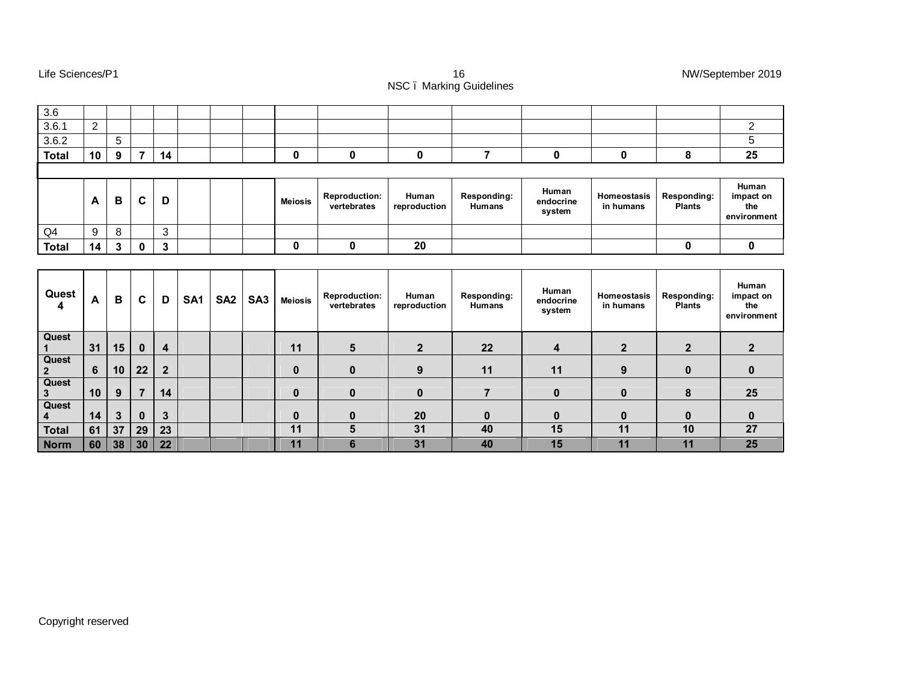| | | | | | | | | | | | | | | | |
|---|---|---|---|---|---|---|---|---|---|---|---|---|---|---|---|
| 3.6 | | | | | | | | | | | | | | | |
| 3.6.1 | 2 | | | | | | | | | | | | | | 2 |
| 3.6.2 | | 5 | | | | | | | | | | | | | 5 |
| **Total** | **10** | **9** | **7** | **14** | | | | **0** | **0** | **0** | **7** | **0** | **0** | **8** | **25** |

| | A | B | C | D | | | | Meiosis | Reproduction: vertebrates | Human reproduction | Responding: Humans | Human endocrine system | Homeostasis in humans | Responding: Plants | Human impact on the environment |
|---|---|---|---|---|---|---|---|---|---|---|---|---|---|---|---|
| Q4 | 9 | 8 | | 3 | | | | | | | | | | | |
| **Total** | **14** | **3** | **0** | **3** | | | | **0** | **0** | **20** | | | | **0** | **0** |

| Quest 4 | A | B | C | D | SA1 | SA2 | SA3 | Meiosis | Reproduction: vertebrates | Human reproduction | Responding: Humans | Human endocrine system | Homeostasis in humans | Responding: Plants | Human impact on the environment |
|---|---|---|---|---|---|---|---|---|---|---|---|---|---|---|---|
| **Quest 1** | **31** | **15** | **0** | **4** | | | | **11** | **5** | **2** | **22** | **4** | **2** | **2** | **2** |
| **Quest 2** | **6** | **10** | **22** | **2** | | | | **0** | **0** | **9** | **11** | **11** | **9** | **0** | **0** |
| **Quest 3** | **10** | **9** | **7** | **14** | | | | **0** | **0** | **0** | **7** | **0** | **0** | **8** | **25** |
| **Quest 4** | **14** | **3** | **0** | **3** | | | | **0** | **0** | **20** | **0** | **0** | **0** | **0** | **0** |
| **Total** | **61** | **37** | **29** | **23** | | | | **11** | **5** | **31** | **40** | **15** | **11** | **10** | **27** |
| **Norm** | **60** | **38** | **30** | **22** | | | | **11** | **6** | **31** | **40** | **15** | **11** | **11** | **25** |